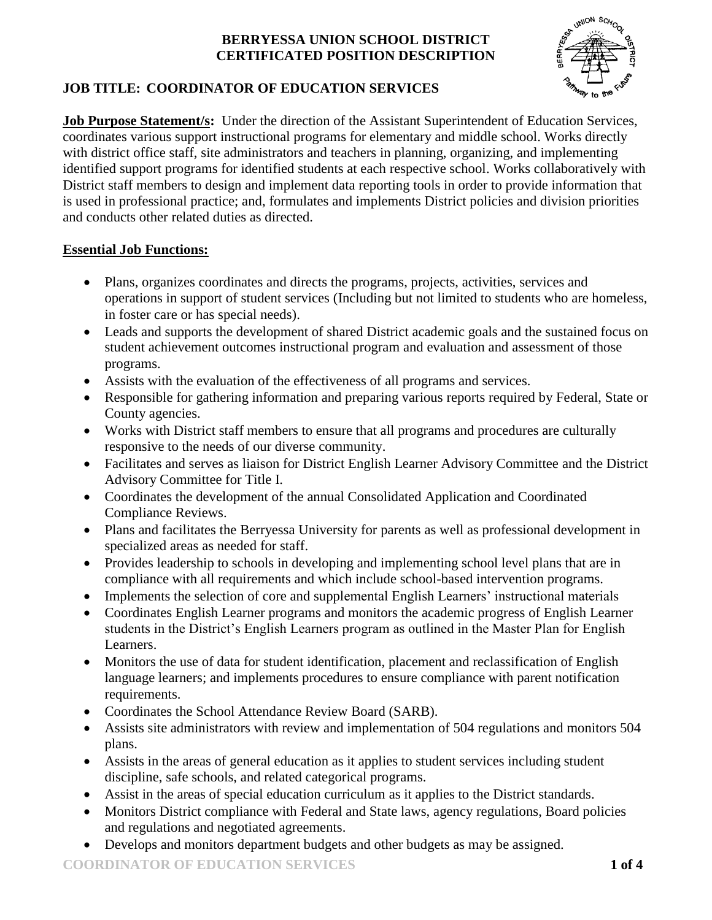**BERRYESSA UNION SCHOOL DISTRICT**
**CERTIFICATED POSITION DESCRIPTION**

## JOB TITLE: COORDINATOR OF EDUCATION SERVICES

**Job Purpose Statement/s:** Under the direction of the Assistant Superintendent of Education Services, coordinates various support instructional programs for elementary and middle school. Works directly with district office staff, site administrators and teachers in planning, organizing, and implementing identified support programs for identified students at each respective school. Works collaboratively with District staff members to design and implement data reporting tools in order to provide information that is used in professional practice; and, formulates and implements District policies and division priorities and conducts other related duties as directed.

**Essential Job Functions:**

- Plans, organizes coordinates and directs the programs, projects, activities, services and operations in support of student services (Including but not limited to students who are homeless, in foster care or has special needs).
- Leads and supports the development of shared District academic goals and the sustained focus on student achievement outcomes instructional program and evaluation and assessment of those programs.
- Assists with the evaluation of the effectiveness of all programs and services.
- Responsible for gathering information and preparing various reports required by Federal, State or County agencies.
- Works with District staff members to ensure that all programs and procedures are culturally responsive to the needs of our diverse community.
- Facilitates and serves as liaison for District English Learner Advisory Committee and the District Advisory Committee for Title I.
- Coordinates the development of the annual Consolidated Application and Coordinated Compliance Reviews.
- Plans and facilitates the Berryessa University for parents as well as professional development in specialized areas as needed for staff.
- Provides leadership to schools in developing and implementing school level plans that are in compliance with all requirements and which include school-based intervention programs.
- Implements the selection of core and supplemental English Learners' instructional materials
- Coordinates English Learner programs and monitors the academic progress of English Learner students in the District's English Learners program as outlined in the Master Plan for English Learners.
- Monitors the use of data for student identification, placement and reclassification of English language learners; and implements procedures to ensure compliance with parent notification requirements.
- Coordinates the School Attendance Review Board (SARB).
- Assists site administrators with review and implementation of 504 regulations and monitors 504 plans.
- Assists in the areas of general education as it applies to student services including student discipline, safe schools, and related categorical programs.
- Assist in the areas of special education curriculum as it applies to the District standards.
- Monitors District compliance with Federal and State laws, agency regulations, Board policies and regulations and negotiated agreements.
- Develops and monitors department budgets and other budgets as may be assigned.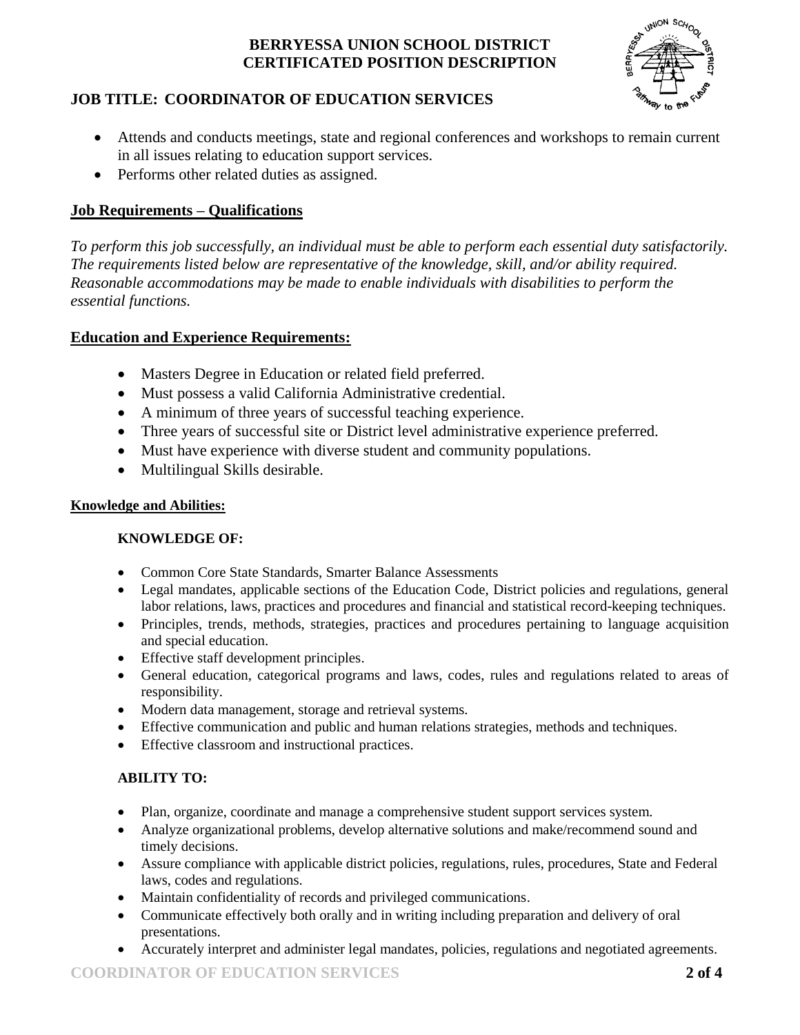- Attends and conducts meetings, state and regional conferences and workshops to remain current in all issues relating to education support services.
- Performs other related duties as assigned.

## Job Requirements – Qualifications

*To perform this job successfully, an individual must be able to perform each essential duty satisfactorily. The requirements listed below are representative of the knowledge, skill, and/or ability required. Reasonable accommodations may be made to enable individuals with disabilities to perform the essential functions.*

## Education and Experience Requirements:

- Masters Degree in Education or related field preferred.
- Must possess a valid California Administrative credential.
- A minimum of three years of successful teaching experience.
- Three years of successful site or District level administrative experience preferred.
- Must have experience with diverse student and community populations.
- Multilingual Skills desirable.

### Knowledge and Abilities:

**KNOWLEDGE OF:**

- Common Core State Standards, Smarter Balance Assessments
- Legal mandates, applicable sections of the Education Code, District policies and regulations, general labor relations, laws, practices and procedures and financial and statistical record-keeping techniques.
- Principles, trends, methods, strategies, practices and procedures pertaining to language acquisition and special education.
- Effective staff development principles.
- General education, categorical programs and laws, codes, rules and regulations related to areas of responsibility.
- Modern data management, storage and retrieval systems.
- Effective communication and public and human relations strategies, methods and techniques.
- Effective classroom and instructional practices.

**ABILITY TO:**

- Plan, organize, coordinate and manage a comprehensive student support services system.
- Analyze organizational problems, develop alternative solutions and make/recommend sound and timely decisions.
- Assure compliance with applicable district policies, regulations, rules, procedures, State and Federal laws, codes and regulations.
- Maintain confidentiality of records and privileged communications.
- Communicate effectively both orally and in writing including preparation and delivery of oral presentations.
- Accurately interpret and administer legal mandates, policies, regulations and negotiated agreements.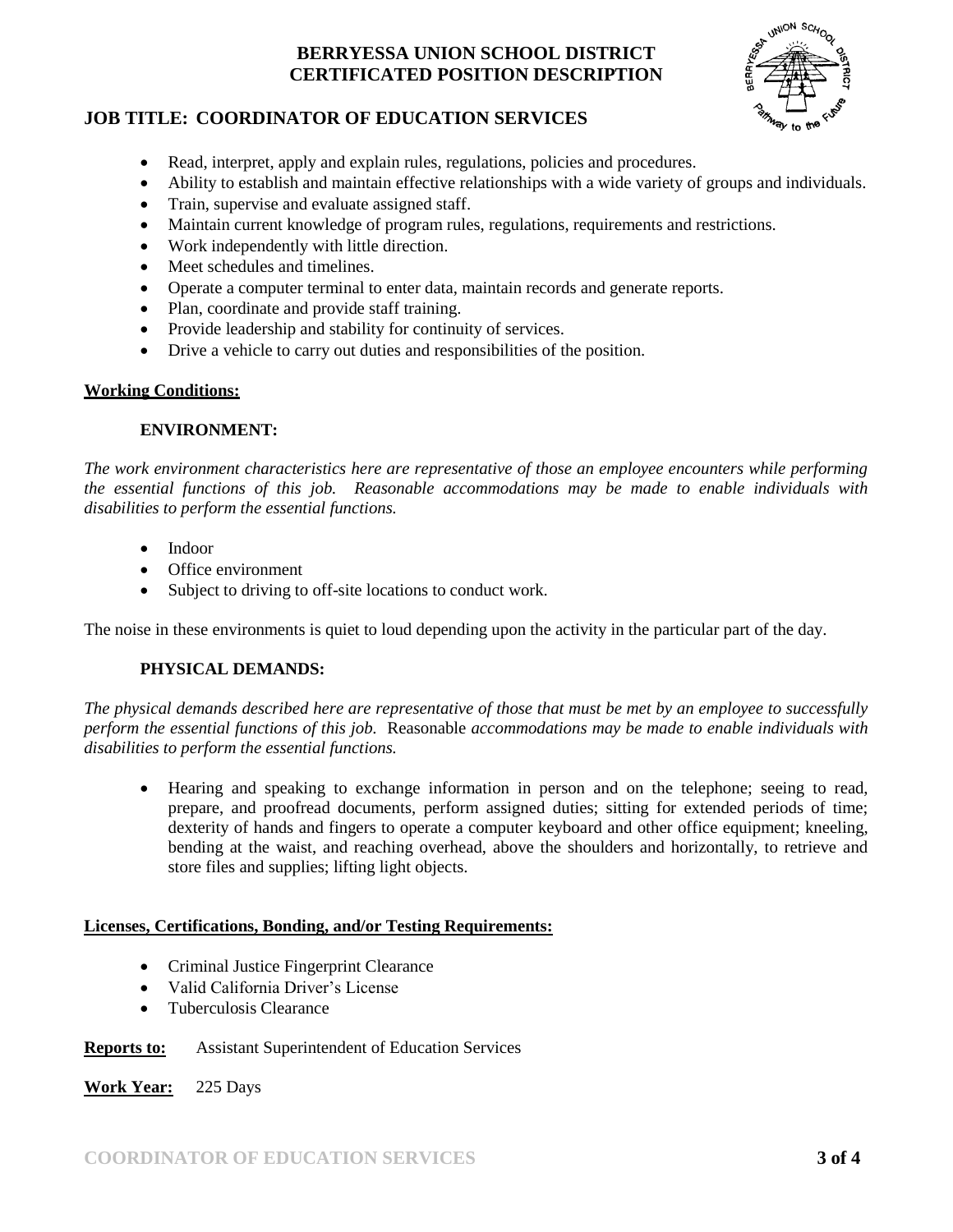- Read, interpret, apply and explain rules, regulations, policies and procedures.
- Ability to establish and maintain effective relationships with a wide variety of groups and individuals.
- Train, supervise and evaluate assigned staff.
- Maintain current knowledge of program rules, regulations, requirements and restrictions.
- Work independently with little direction.
- Meet schedules and timelines.
- Operate a computer terminal to enter data, maintain records and generate reports.
- Plan, coordinate and provide staff training.
- Provide leadership and stability for continuity of services.
- Drive a vehicle to carry out duties and responsibilities of the position.

## Working Conditions:

### ENVIRONMENT:

*The work environment characteristics here are representative of those an employee encounters while performing the essential functions of this job. Reasonable accommodations may be made to enable individuals with disabilities to perform the essential functions.*

- Indoor
- Office environment
- Subject to driving to off-site locations to conduct work.

The noise in these environments is quiet to loud depending upon the activity in the particular part of the day.

### PHYSICAL DEMANDS:

*The physical demands described here are representative of those that must be met by an employee to successfully perform the essential functions of this job.* Reasonable *accommodations may be made to enable individuals with disabilities to perform the essential functions.*

- Hearing and speaking to exchange information in person and on the telephone; seeing to read, prepare, and proofread documents, perform assigned duties; sitting for extended periods of time; dexterity of hands and fingers to operate a computer keyboard and other office equipment; kneeling, bending at the waist, and reaching overhead, above the shoulders and horizontally, to retrieve and store files and supplies; lifting light objects.

## Licenses, Certifications, Bonding, and/or Testing Requirements:

- Criminal Justice Fingerprint Clearance
- Valid California Driver's License
- Tuberculosis Clearance

**Reports to:** Assistant Superintendent of Education Services

**Work Year:** 225 Days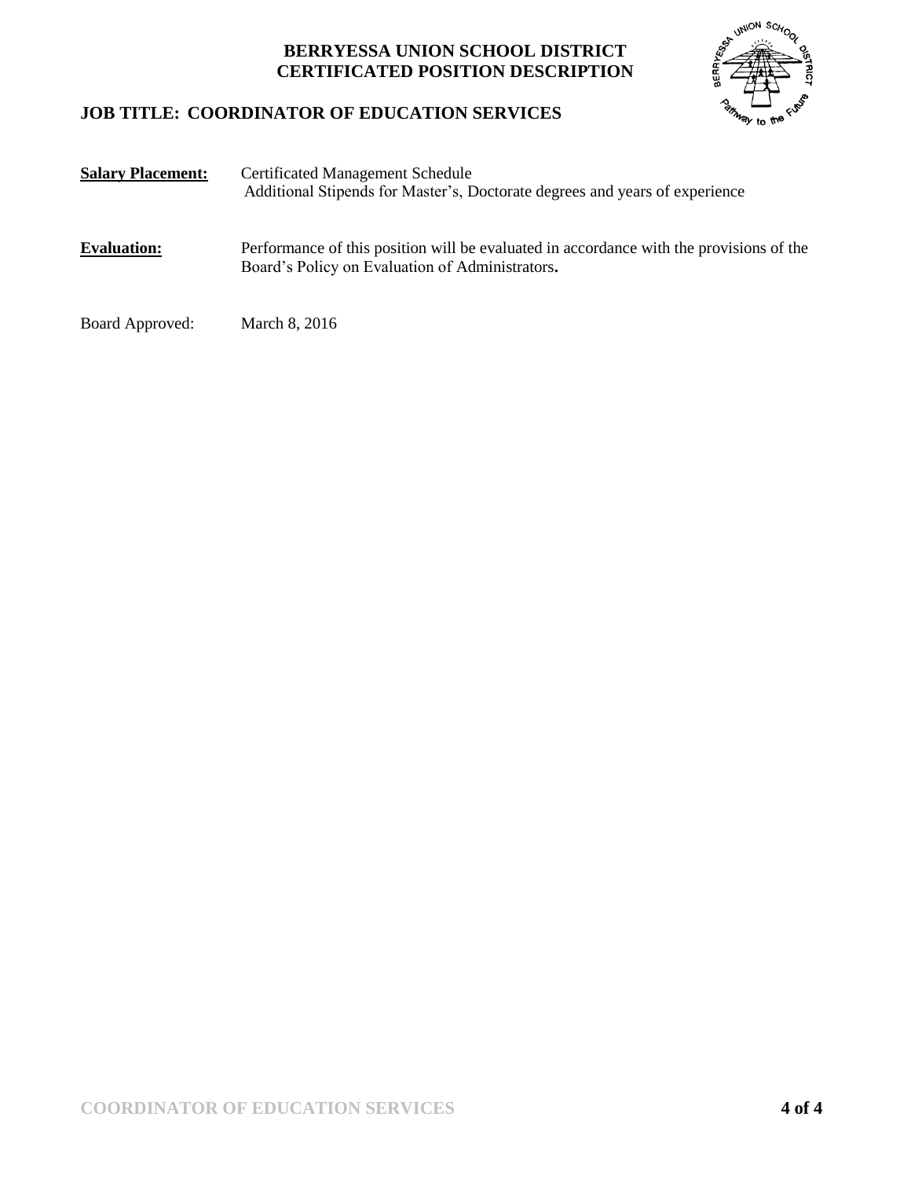# BERRYESSA UNION SCHOOL DISTRICT
# CERTIFICATED POSITION DESCRIPTION

## JOB TITLE: COORDINATOR OF EDUCATION SERVICES

**Salary Placement:** Certificated Management Schedule
Additional Stipends for Master's, Doctorate degrees and years of experience

**Evaluation:** Performance of this position will be evaluated in accordance with the provisions of the Board's Policy on Evaluation of Administrators**.**

Board Approved: March 8, 2016